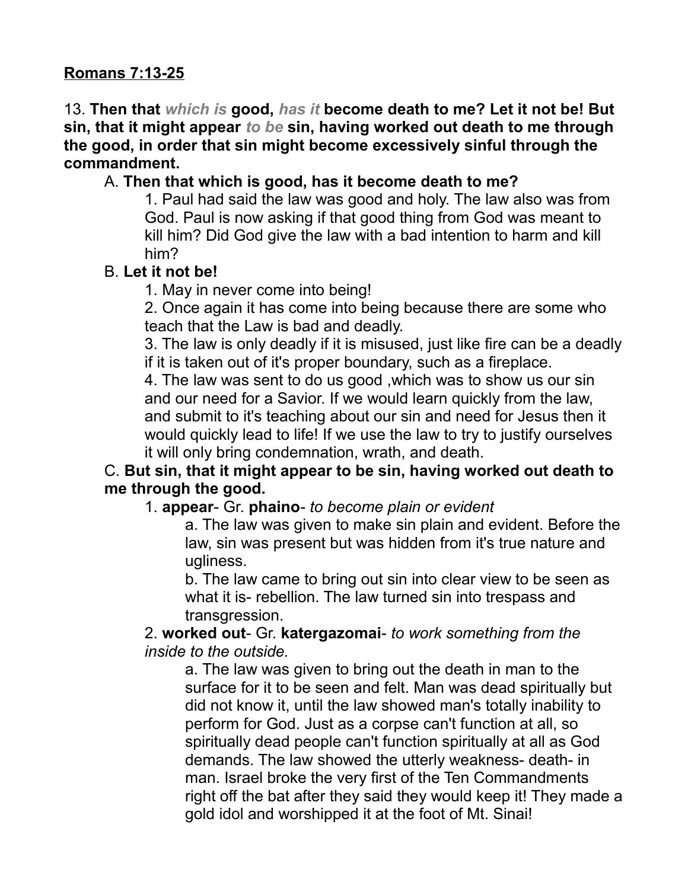**<u>Romans 7:13-25</u>**

13. **Then that *which is* good, *has it* become death to me? Let it not be! But sin, that it might appear *to be* sin, having worked out death to me through the good, in order that sin might become excessively sinful through the commandment.**

A. **Then that which is good, has it become death to me?**

1. Paul had said the law was good and holy. The law also was from God. Paul is now asking if that good thing from God was meant to kill him? Did God give the law with a bad intention to harm and kill him?

B. **Let it not be!**

1. May in never come into being!
2. Once again it has come into being because there are some who teach that the Law is bad and deadly.
3. The law is only deadly if it is misused, just like fire can be a deadly if it is taken out of it's proper boundary, such as a fireplace.
4. The law was sent to do us good ,which was to show us our sin and our need for a Savior. If we would learn quickly from the law, and submit to it's teaching about our sin and need for Jesus then it would quickly lead to life! If we use the law to try to justify ourselves it will only bring condemnation, wrath, and death.

C. **But sin, that it might appear to be sin, having worked out death to me through the good.**

1. **appear**- Gr. **phaino**- *to become plain or evident*

a. The law was given to make sin plain and evident. Before the law, sin was present but was hidden from it's true nature and ugliness.

b. The law came to bring out sin into clear view to be seen as what it is- rebellion. The law turned sin into trespass and transgression.

2. **worked out**- Gr. **katergazomai**- *to work something from the inside to the outside.*

a. The law was given to bring out the death in man to the surface for it to be seen and felt. Man was dead spiritually but did not know it, until the law showed man's totally inability to perform for God. Just as a corpse can't function at all, so spiritually dead people can't function spiritually at all as God demands. The law showed the utterly weakness- death- in man. Israel broke the very first of the Ten Commandments right off the bat after they said they would keep it! They made a gold idol and worshipped it at the foot of Mt. Sinai!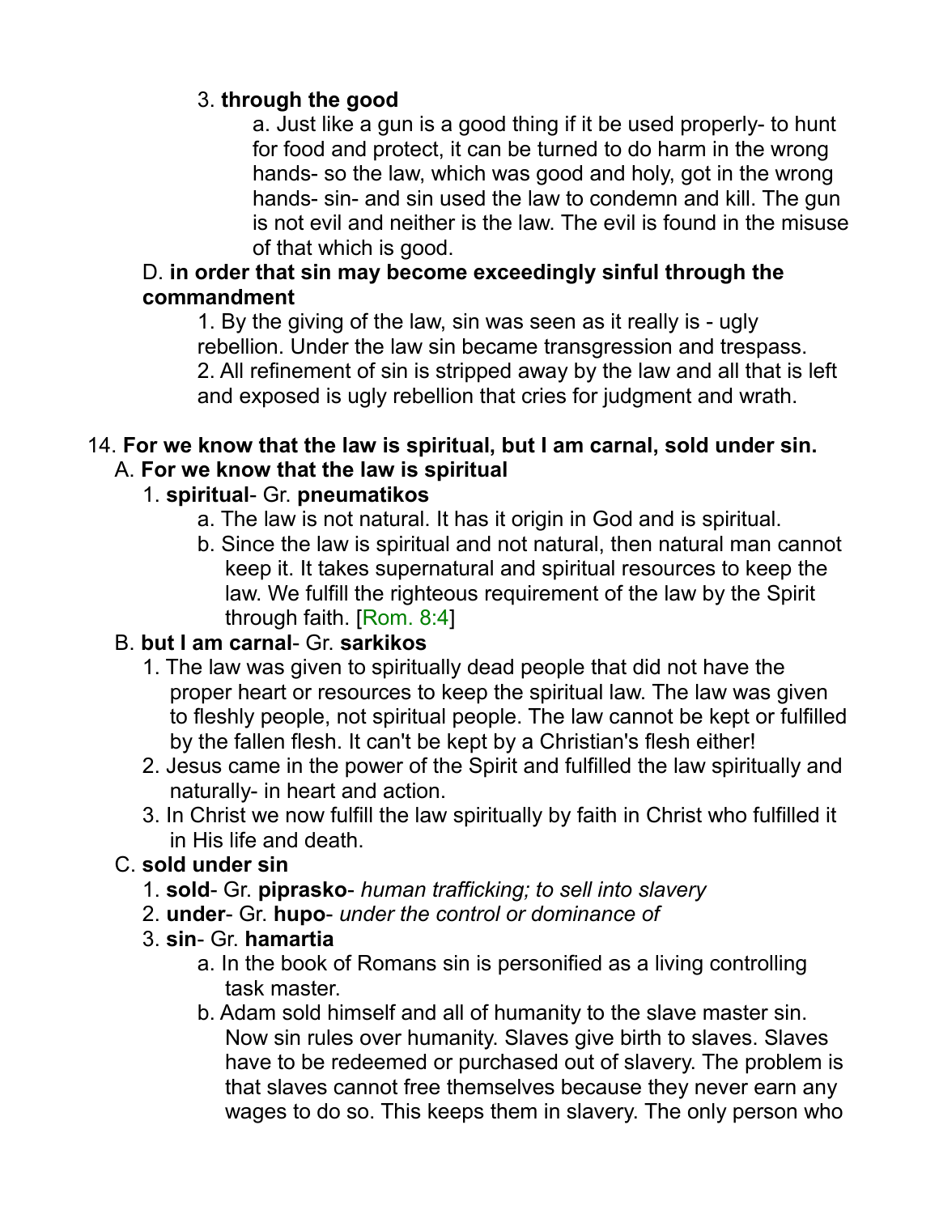3. **through the good**

a. Just like a gun is a good thing if it be used properly- to hunt for food and protect, it can be turned to do harm in the wrong hands- so the law, which was good and holy, got in the wrong hands- sin- and sin used the law to condemn and kill. The gun is not evil and neither is the law. The evil is found in the misuse of that which is good.

D. **in order that sin may become exceedingly sinful through the commandment**

1. By the giving of the law, sin was seen as it really is - ugly rebellion. Under the law sin became transgression and trespass.
2. All refinement of sin is stripped away by the law and all that is left and exposed is ugly rebellion that cries for judgment and wrath.

14. **For we know that the law is spiritual, but I am carnal, sold under sin.**

A. **For we know that the law is spiritual**

1. **spiritual**- Gr. **pneumatikos**

a. The law is not natural. It has it origin in God and is spiritual.

b. Since the law is spiritual and not natural, then natural man cannot keep it. It takes supernatural and spiritual resources to keep the law. We fulfill the righteous requirement of the law by the Spirit through faith. [Rom. 8:4]

B. **but I am carnal**- Gr. **sarkikos**

1. The law was given to spiritually dead people that did not have the proper heart or resources to keep the spiritual law. The law was given to fleshly people, not spiritual people. The law cannot be kept or fulfilled by the fallen flesh. It can't be kept by a Christian's flesh either!
2. Jesus came in the power of the Spirit and fulfilled the law spiritually and naturally- in heart and action.
3. In Christ we now fulfill the law spiritually by faith in Christ who fulfilled it in His life and death.

C. **sold under sin**

1. **sold**- Gr. **piprasko**- *human trafficking; to sell into slavery*
2. **under**- Gr. **hupo**- *under the control or dominance of*
3. **sin**- Gr. **hamartia**

a. In the book of Romans sin is personified as a living controlling task master.

b. Adam sold himself and all of humanity to the slave master sin. Now sin rules over humanity. Slaves give birth to slaves. Slaves have to be redeemed or purchased out of slavery. The problem is that slaves cannot free themselves because they never earn any wages to do so. This keeps them in slavery. The only person who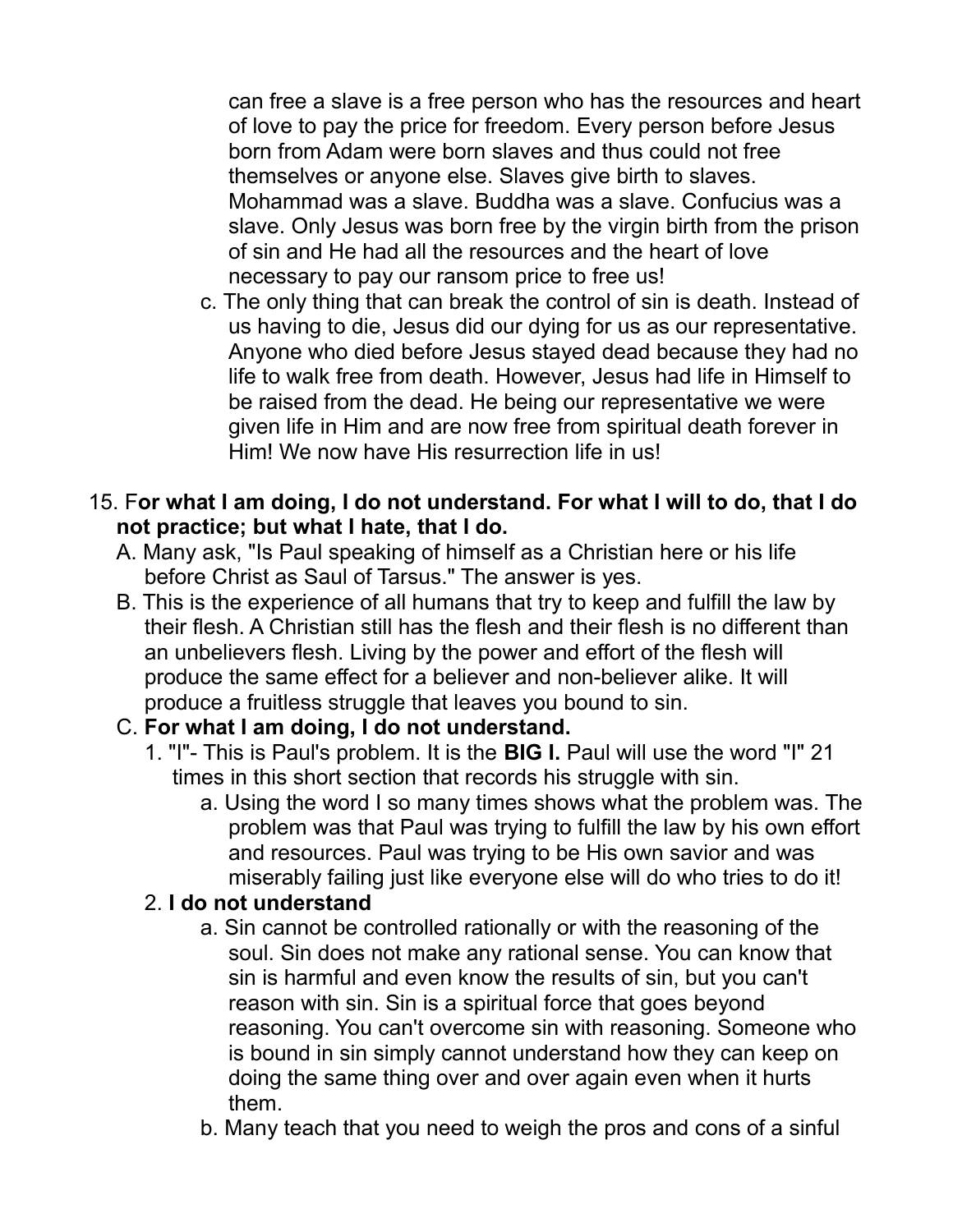can free a slave is a free person who has the resources and heart of love to pay the price for freedom. Every person before Jesus born from Adam were born slaves and thus could not free themselves or anyone else. Slaves give birth to slaves. Mohammad was a slave. Buddha was a slave. Confucius was a slave. Only Jesus was born free by the virgin birth from the prison of sin and He had all the resources and the heart of love necessary to pay our ransom price to free us!

c. The only thing that can break the control of sin is death. Instead of us having to die, Jesus did our dying for us as our representative. Anyone who died before Jesus stayed dead because they had no life to walk free from death. However, Jesus had life in Himself to be raised from the dead. He being our representative we were given life in Him and are now free from spiritual death forever in Him! We now have His resurrection life in us!

15. F**or what I am doing, I do not understand. For what I will to do, that I do not practice; but what I hate, that I do.**

A. Many ask, "Is Paul speaking of himself as a Christian here or his life before Christ as Saul of Tarsus." The answer is yes.

B. This is the experience of all humans that try to keep and fulfill the law by their flesh. A Christian still has the flesh and their flesh is no different than an unbelievers flesh. Living by the power and effort of the flesh will produce the same effect for a believer and non-believer alike. It will produce a fruitless struggle that leaves you bound to sin.

C. **For what I am doing, I do not understand.**

1. "I"- This is Paul's problem. It is the **BIG I.** Paul will use the word "I" 21 times in this short section that records his struggle with sin.
    a. Using the word I so many times shows what the problem was. The problem was that Paul was trying to fulfill the law by his own effort and resources. Paul was trying to be His own savior and was miserably failing just like everyone else will do who tries to do it!

2. **I do not understand**
    a. Sin cannot be controlled rationally or with the reasoning of the soul. Sin does not make any rational sense. You can know that sin is harmful and even know the results of sin, but you can't reason with sin. Sin is a spiritual force that goes beyond reasoning. You can't overcome sin with reasoning. Someone who is bound in sin simply cannot understand how they can keep on doing the same thing over and over again even when it hurts them.
    b. Many teach that you need to weigh the pros and cons of a sinful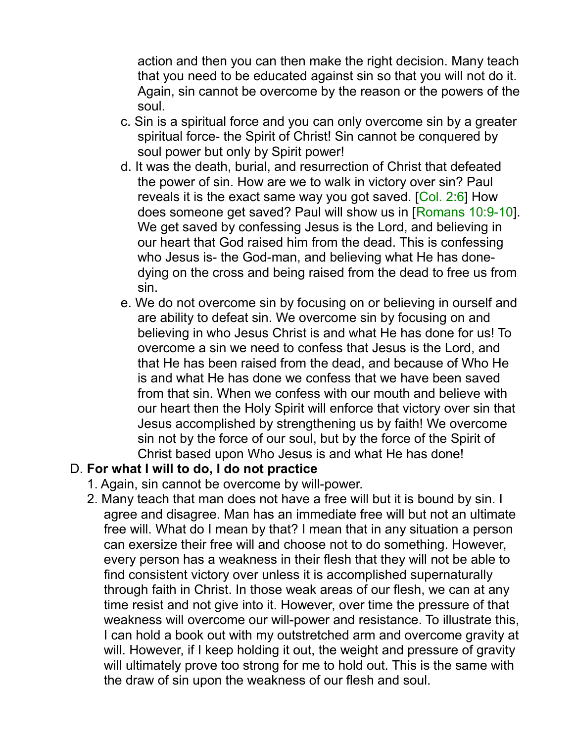action and then you can then make the right decision. Many teach that you need to be educated against sin so that you will not do it. Again, sin cannot be overcome by the reason or the powers of the soul.

   c. Sin is a spiritual force and you can only overcome sin by a greater spiritual force- the Spirit of Christ! Sin cannot be conquered by soul power but only by Spirit power!

   d. It was the death, burial, and resurrection of Christ that defeated the power of sin. How are we to walk in victory over sin? Paul reveals it is the exact same way you got saved. [Col. 2:6] How does someone get saved? Paul will show us in [Romans 10:9-10]. We get saved by confessing Jesus is the Lord, and believing in our heart that God raised him from the dead. This is confessing who Jesus is- the God-man, and believing what He has done- dying on the cross and being raised from the dead to free us from sin.

   e. We do not overcome sin by focusing on or believing in ourself and are ability to defeat sin. We overcome sin by focusing on and believing in who Jesus Christ is and what He has done for us! To overcome a sin we need to confess that Jesus is the Lord, and that He has been raised from the dead, and because of Who He is and what He has done we confess that we have been saved from that sin. When we confess with our mouth and believe with our heart then the Holy Spirit will enforce that victory over sin that Jesus accomplished by strengthening us by faith! We overcome sin not by the force of our soul, but by the force of the Spirit of Christ based upon Who Jesus is and what He has done!

D. **For what I will to do, I do not practice**

   1. Again, sin cannot be overcome by will-power.

   2. Many teach that man does not have a free will but it is bound by sin. I agree and disagree. Man has an immediate free will but not an ultimate free will. What do I mean by that? I mean that in any situation a person can exersize their free will and choose not to do something. However, every person has a weakness in their flesh that they will not be able to find consistent victory over unless it is accomplished supernaturally through faith in Christ. In those weak areas of our flesh, we can at any time resist and not give into it. However, over time the pressure of that weakness will overcome our will-power and resistance. To illustrate this, I can hold a book out with my outstretched arm and overcome gravity at will. However, if I keep holding it out, the weight and pressure of gravity will ultimately prove too strong for me to hold out. This is the same with the draw of sin upon the weakness of our flesh and soul.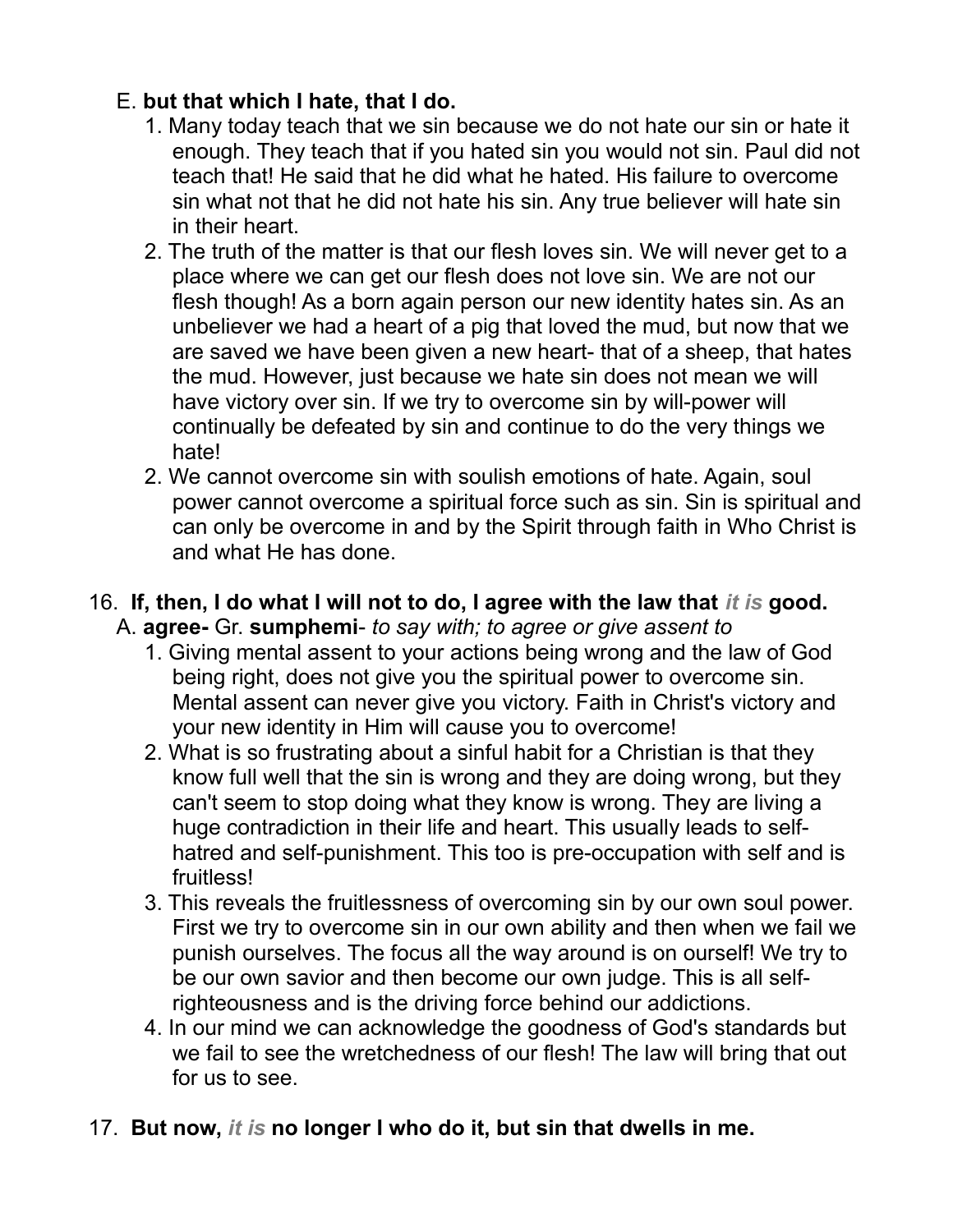E. **but that which I hate, that I do.**

1. Many today teach that we sin because we do not hate our sin or hate it enough. They teach that if you hated sin you would not sin. Paul did not teach that! He said that he did what he hated. His failure to overcome sin what not that he did not hate his sin. Any true believer will hate sin in their heart.
2. The truth of the matter is that our flesh loves sin. We will never get to a place where we can get our flesh does not love sin. We are not our flesh though! As a born again person our new identity hates sin. As an unbeliever we had a heart of a pig that loved the mud, but now that we are saved we have been given a new heart- that of a sheep, that hates the mud. However, just because we hate sin does not mean we will have victory over sin. If we try to overcome sin by will-power will continually be defeated by sin and continue to do the very things we hate!
2. We cannot overcome sin with soulish emotions of hate. Again, soul power cannot overcome a spiritual force such as sin. Sin is spiritual and can only be overcome in and by the Spirit through faith in Who Christ is and what He has done.

16. **If, then, I do what I will not to do, I agree with the law that *it is* good.**

A. **agree-** Gr. **sumphemi**- *to say with; to agree or give assent to*

1. Giving mental assent to your actions being wrong and the law of God being right, does not give you the spiritual power to overcome sin. Mental assent can never give you victory. Faith in Christ's victory and your new identity in Him will cause you to overcome!
2. What is so frustrating about a sinful habit for a Christian is that they know full well that the sin is wrong and they are doing wrong, but they can't seem to stop doing what they know is wrong. They are living a huge contradiction in their life and heart. This usually leads to self-hatred and self-punishment. This too is pre-occupation with self and is fruitless!
3. This reveals the fruitlessness of overcoming sin by our own soul power. First we try to overcome sin in our own ability and then when we fail we punish ourselves. The focus all the way around is on ourself! We try to be our own savior and then become our own judge. This is all self-righteousness and is the driving force behind our addictions.
4. In our mind we can acknowledge the goodness of God's standards but we fail to see the wretchedness of our flesh! The law will bring that out for us to see.

17. **But now, *it is* no longer I who do it, but sin that dwells in me.**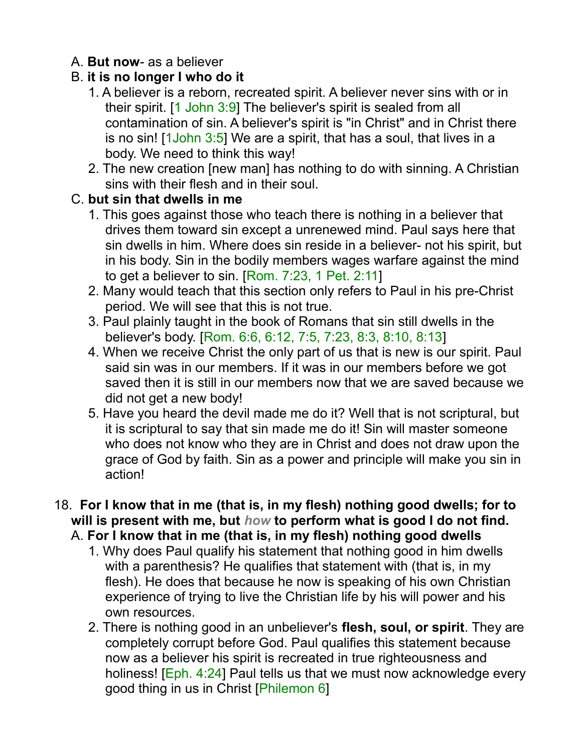A. **But now**- as a believer

B. **it is no longer I who do it**

1. A believer is a reborn, recreated spirit. A believer never sins with or in their spirit. [1 John 3:9] The believer's spirit is sealed from all contamination of sin. A believer's spirit is "in Christ" and in Christ there is no sin! [1John 3:5] We are a spirit, that has a soul, that lives in a body. We need to think this way!
2. The new creation [new man] has nothing to do with sinning. A Christian sins with their flesh and in their soul.

C. **but sin that dwells in me**

1. This goes against those who teach there is nothing in a believer that drives them toward sin except a unrenewed mind. Paul says here that sin dwells in him. Where does sin reside in a believer- not his spirit, but in his body. Sin in the bodily members wages warfare against the mind to get a believer to sin. [Rom. 7:23, 1 Pet. 2:11]
2. Many would teach that this section only refers to Paul in his pre-Christ period. We will see that this is not true.
3. Paul plainly taught in the book of Romans that sin still dwells in the believer's body. [Rom. 6:6, 6:12, 7:5, 7:23, 8:3, 8:10, 8:13]
4. When we receive Christ the only part of us that is new is our spirit. Paul said sin was in our members. If it was in our members before we got saved then it is still in our members now that we are saved because we did not get a new body!
5. Have you heard the devil made me do it? Well that is not scriptural, but it is scriptural to say that sin made me do it! Sin will master someone who does not know who they are in Christ and does not draw upon the grace of God by faith. Sin as a power and principle will make you sin in action!

18. **For I know that in me (that is, in my flesh) nothing good dwells; for to will is present with me, but *how* to perform what is good I do not find.**

A. **For I know that in me (that is, in my flesh) nothing good dwells**

1. Why does Paul qualify his statement that nothing good in him dwells with a parenthesis? He qualifies that statement with (that is, in my flesh). He does that because he now is speaking of his own Christian experience of trying to live the Christian life by his will power and his own resources.
2. There is nothing good in an unbeliever's **flesh, soul, or spirit**. They are completely corrupt before God. Paul qualifies this statement because now as a believer his spirit is recreated in true righteousness and holiness! [Eph. 4:24] Paul tells us that we must now acknowledge every good thing in us in Christ [Philemon 6]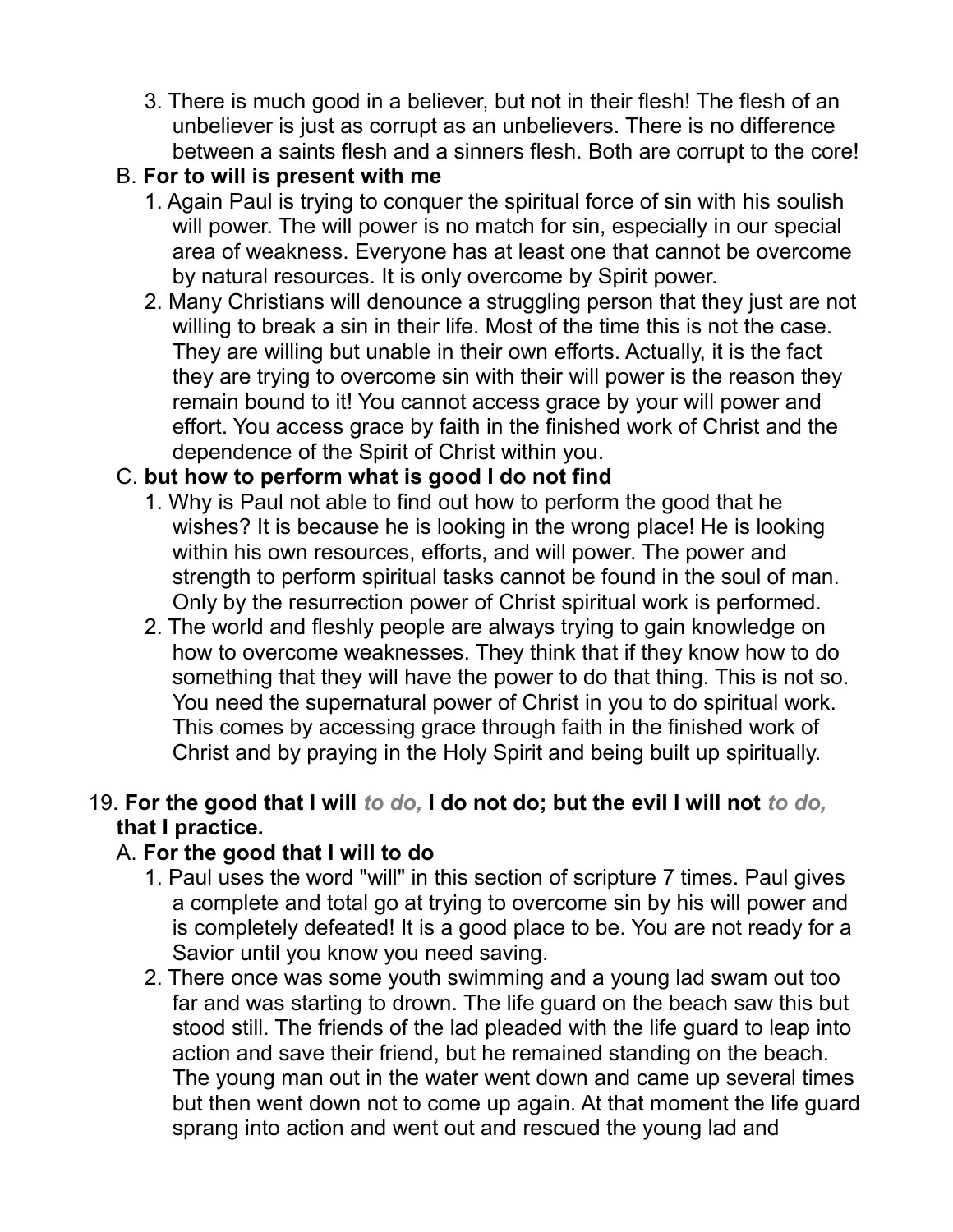3. There is much good in a believer, but not in their flesh! The flesh of an unbeliever is just as corrupt as an unbelievers. There is no difference between a saints flesh and a sinners flesh. Both are corrupt to the core!

B. **For to will is present with me**

1. Again Paul is trying to conquer the spiritual force of sin with his soulish will power. The will power is no match for sin, especially in our special area of weakness. Everyone has at least one that cannot be overcome by natural resources. It is only overcome by Spirit power.
2. Many Christians will denounce a struggling person that they just are not willing to break a sin in their life. Most of the time this is not the case. They are willing but unable in their own efforts. Actually, it is the fact they are trying to overcome sin with their will power is the reason they remain bound to it! You cannot access grace by your will power and effort. You access grace by faith in the finished work of Christ and the dependence of the Spirit of Christ within you.

C. **but how to perform what is good I do not find**

1. Why is Paul not able to find out how to perform the good that he wishes? It is because he is looking in the wrong place! He is looking within his own resources, efforts, and will power. The power and strength to perform spiritual tasks cannot be found in the soul of man. Only by the resurrection power of Christ spiritual work is performed.
2. The world and fleshly people are always trying to gain knowledge on how to overcome weaknesses. They think that if they know how to do something that they will have the power to do that thing. This is not so. You need the supernatural power of Christ in you to do spiritual work. This comes by accessing grace through faith in the finished work of Christ and by praying in the Holy Spirit and being built up spiritually.

19. **For the good that I will** ***to do,*** **I do not do; but the evil I will not** ***to do,*** **that I practice.**

A. **For the good that I will to do**

1. Paul uses the word "will" in this section of scripture 7 times. Paul gives a complete and total go at trying to overcome sin by his will power and is completely defeated! It is a good place to be. You are not ready for a Savior until you know you need saving.
2. There once was some youth swimming and a young lad swam out too far and was starting to drown. The life guard on the beach saw this but stood still. The friends of the lad pleaded with the life guard to leap into action and save their friend, but he remained standing on the beach. The young man out in the water went down and came up several times but then went down not to come up again. At that moment the life guard sprang into action and went out and rescued the young lad and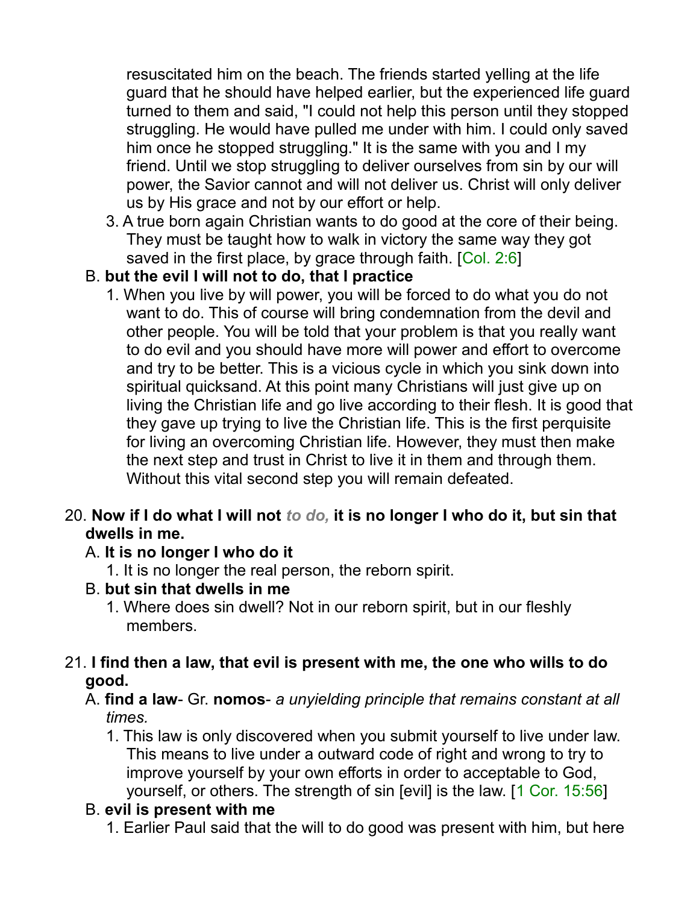resuscitated him on the beach. The friends started yelling at the life guard that he should have helped earlier, but the experienced life guard turned to them and said, "I could not help this person until they stopped struggling. He would have pulled me under with him. I could only saved him once he stopped struggling." It is the same with you and I my friend. Until we stop struggling to deliver ourselves from sin by our will power, the Savior cannot and will not deliver us. Christ will only deliver us by His grace and not by our effort or help.

3. A true born again Christian wants to do good at the core of their being. They must be taught how to walk in victory the same way they got saved in the first place, by grace through faith. [Col. 2:6]

B. **but the evil I will not to do, that I practice**

1. When you live by will power, you will be forced to do what you do not want to do. This of course will bring condemnation from the devil and other people. You will be told that your problem is that you really want to do evil and you should have more will power and effort to overcome and try to be better. This is a vicious cycle in which you sink down into spiritual quicksand. At this point many Christians will just give up on living the Christian life and go live according to their flesh. It is good that they gave up trying to live the Christian life. This is the first perquisite for living an overcoming Christian life. However, they must then make the next step and trust in Christ to live it in them and through them. Without this vital second step you will remain defeated.

20. **Now if I do what I will not *to do,* it is no longer I who do it, but sin that dwells in me.**

A. **It is no longer I who do it**

1. It is no longer the real person, the reborn spirit.

B. **but sin that dwells in me**

1. Where does sin dwell? Not in our reborn spirit, but in our fleshly members.

21. **I find then a law, that evil is present with me, the one who wills to do good.**

A. **find a law**- Gr. **nomos**- *a unyielding principle that remains constant at all times.*

1. This law is only discovered when you submit yourself to live under law. This means to live under a outward code of right and wrong to try to improve yourself by your own efforts in order to acceptable to God, yourself, or others. The strength of sin [evil] is the law. [1 Cor. 15:56]

B. **evil is present with me**

1. Earlier Paul said that the will to do good was present with him, but here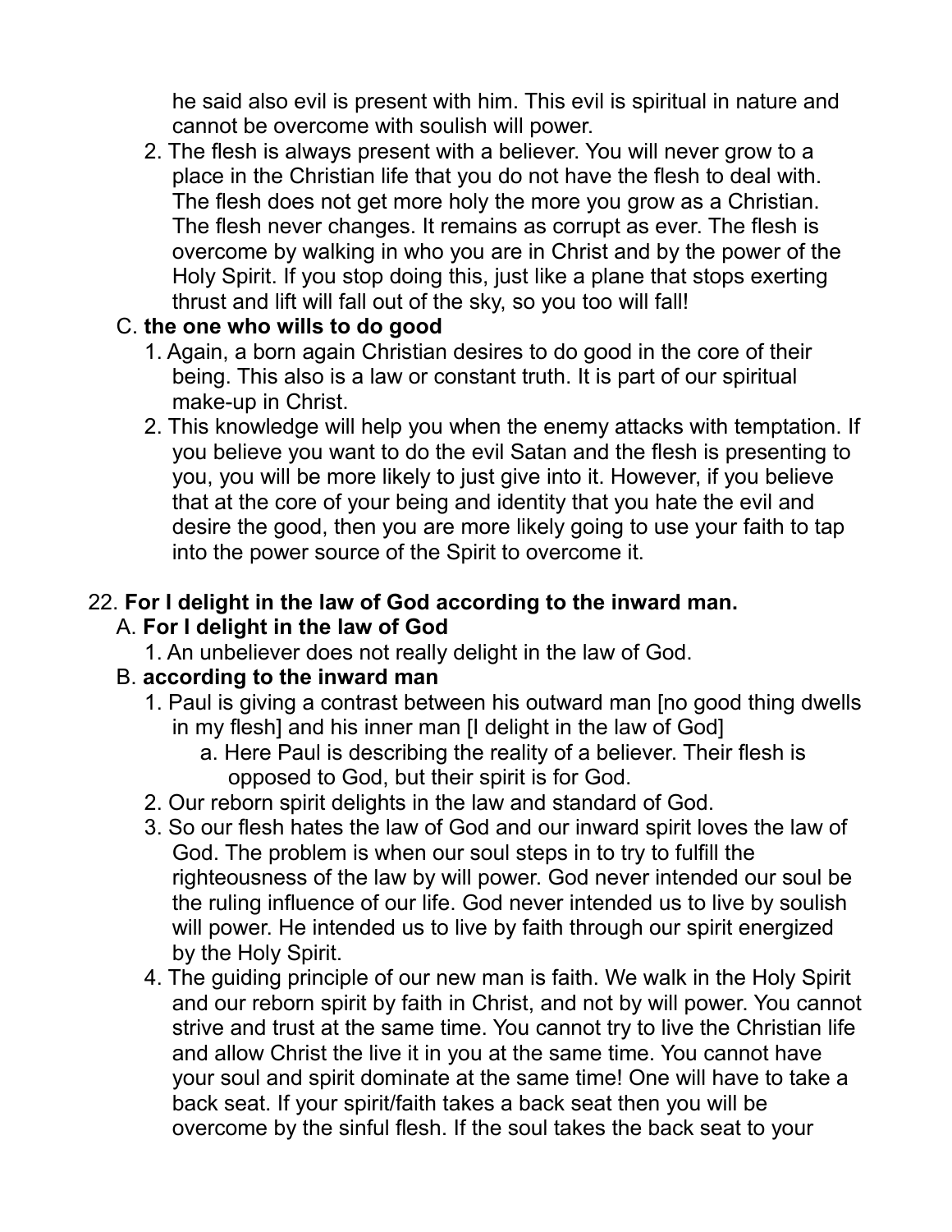he said also evil is present with him. This evil is spiritual in nature and cannot be overcome with soulish will power.

2. The flesh is always present with a believer. You will never grow to a place in the Christian life that you do not have the flesh to deal with. The flesh does not get more holy the more you grow as a Christian. The flesh never changes. It remains as corrupt as ever. The flesh is overcome by walking in who you are in Christ and by the power of the Holy Spirit. If you stop doing this, just like a plane that stops exerting thrust and lift will fall out of the sky, so you too will fall!

C. **the one who wills to do good**

1. Again, a born again Christian desires to do good in the core of their being. This also is a law or constant truth. It is part of our spiritual make-up in Christ.
2. This knowledge will help you when the enemy attacks with temptation. If you believe you want to do the evil Satan and the flesh is presenting to you, you will be more likely to just give into it. However, if you believe that at the core of your being and identity that you hate the evil and desire the good, then you are more likely going to use your faith to tap into the power source of the Spirit to overcome it.

22. **For I delight in the law of God according to the inward man.**

A. **For I delight in the law of God**

1. An unbeliever does not really delight in the law of God.

B. **according to the inward man**

1. Paul is giving a contrast between his outward man [no good thing dwells in my flesh] and his inner man [I delight in the law of God]
   a. Here Paul is describing the reality of a believer. Their flesh is opposed to God, but their spirit is for God.
2. Our reborn spirit delights in the law and standard of God.
3. So our flesh hates the law of God and our inward spirit loves the law of God. The problem is when our soul steps in to try to fulfill the righteousness of the law by will power. God never intended our soul be the ruling influence of our life. God never intended us to live by soulish will power. He intended us to live by faith through our spirit energized by the Holy Spirit.
4. The guiding principle of our new man is faith. We walk in the Holy Spirit and our reborn spirit by faith in Christ, and not by will power. You cannot strive and trust at the same time. You cannot try to live the Christian life and allow Christ the live it in you at the same time. You cannot have your soul and spirit dominate at the same time! One will have to take a back seat. If your spirit/faith takes a back seat then you will be overcome by the sinful flesh. If the soul takes the back seat to your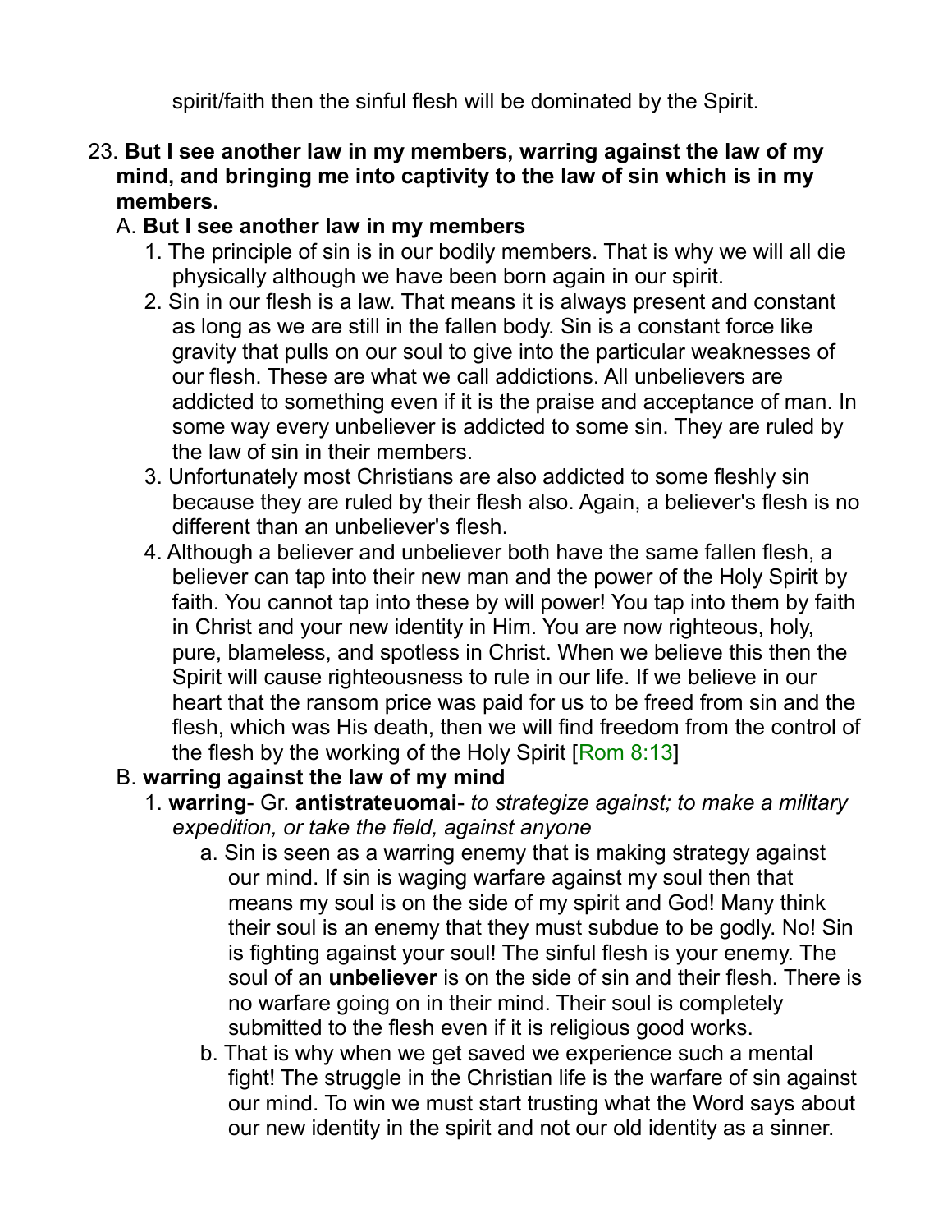spirit/faith then the sinful flesh will be dominated by the Spirit.

23. **But I see another law in my members, warring against the law of my mind, and bringing me into captivity to the law of sin which is in my members.**

   A. **But I see another law in my members**

      1. The principle of sin is in our bodily members. That is why we will all die physically although we have been born again in our spirit.
      2. Sin in our flesh is a law. That means it is always present and constant as long as we are still in the fallen body. Sin is a constant force like gravity that pulls on our soul to give into the particular weaknesses of our flesh. These are what we call addictions. All unbelievers are addicted to something even if it is the praise and acceptance of man. In some way every unbeliever is addicted to some sin. They are ruled by the law of sin in their members.
      3. Unfortunately most Christians are also addicted to some fleshly sin because they are ruled by their flesh also. Again, a believer's flesh is no different than an unbeliever's flesh.
      4. Although a believer and unbeliever both have the same fallen flesh, a believer can tap into their new man and the power of the Holy Spirit by faith. You cannot tap into these by will power! You tap into them by faith in Christ and your new identity in Him. You are now righteous, holy, pure, blameless, and spotless in Christ. When we believe this then the Spirit will cause righteousness to rule in our life. If we believe in our heart that the ransom price was paid for us to be freed from sin and the flesh, which was His death, then we will find freedom from the control of the flesh by the working of the Holy Spirit [Rom 8:13]

   B. **warring against the law of my mind**

      1. **warring**- Gr. **antistrateuomai**- *to strategize against; to make a military expedition, or take the field, against anyone*

         a. Sin is seen as a warring enemy that is making strategy against our mind. If sin is waging warfare against my soul then that means my soul is on the side of my spirit and God! Many think their soul is an enemy that they must subdue to be godly. No! Sin is fighting against your soul! The sinful flesh is your enemy. The soul of an **unbeliever** is on the side of sin and their flesh. There is no warfare going on in their mind. Their soul is completely submitted to the flesh even if it is religious good works.

         b. That is why when we get saved we experience such a mental fight! The struggle in the Christian life is the warfare of sin against our mind. To win we must start trusting what the Word says about our new identity in the spirit and not our old identity as a sinner.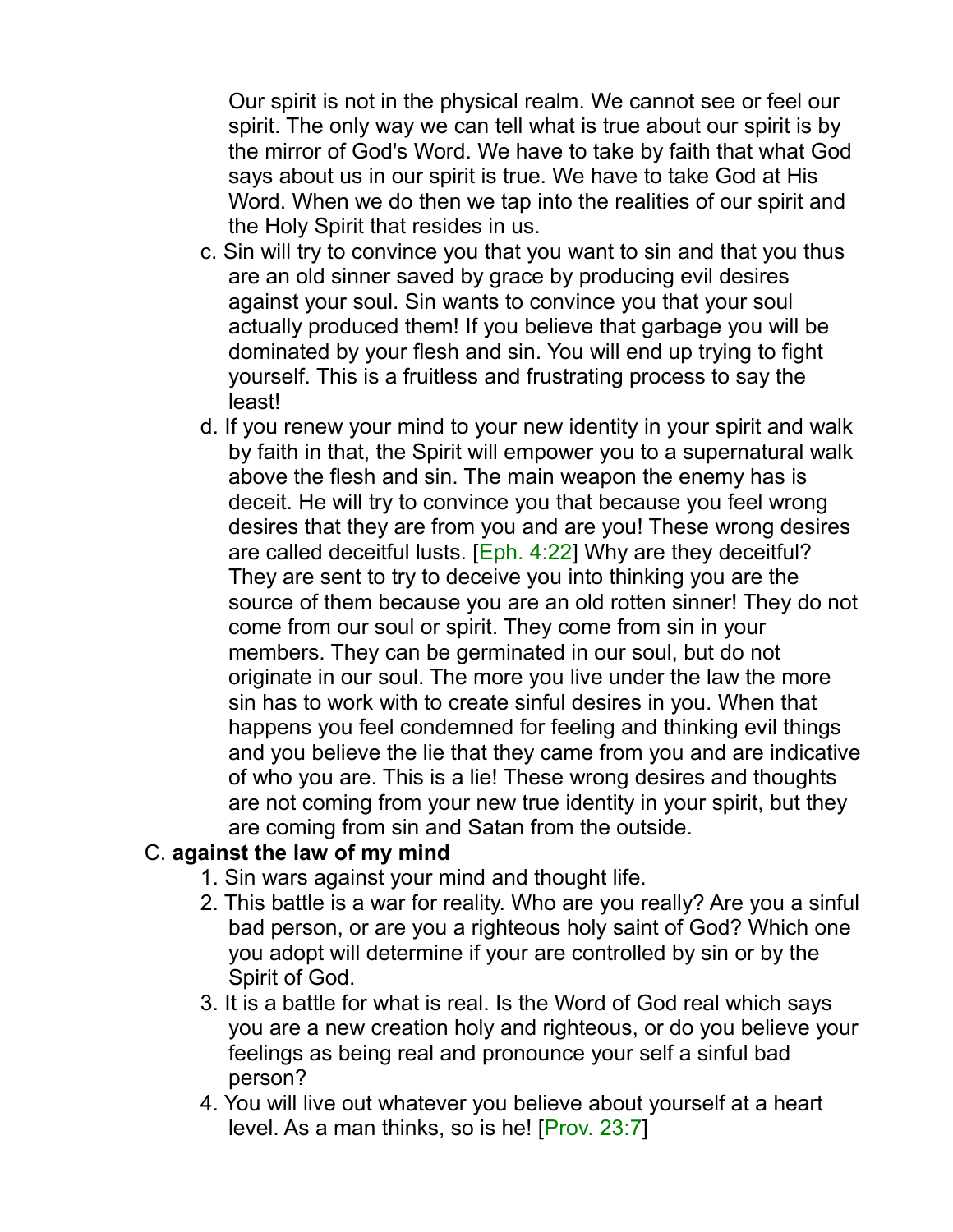Our spirit is not in the physical realm. We cannot see or feel our spirit. The only way we can tell what is true about our spirit is by the mirror of God's Word. We have to take by faith that what God says about us in our spirit is true. We have to take God at His Word. When we do then we tap into the realities of our spirit and the Holy Spirit that resides in us.

c. Sin will try to convince you that you want to sin and that you thus are an old sinner saved by grace by producing evil desires against your soul. Sin wants to convince you that your soul actually produced them! If you believe that garbage you will be dominated by your flesh and sin. You will end up trying to fight yourself. This is a fruitless and frustrating process to say the least!

d. If you renew your mind to your new identity in your spirit and walk by faith in that, the Spirit will empower you to a supernatural walk above the flesh and sin. The main weapon the enemy has is deceit. He will try to convince you that because you feel wrong desires that they are from you and are you! These wrong desires are called deceitful lusts. [Eph. 4:22] Why are they deceitful? They are sent to try to deceive you into thinking you are the source of them because you are an old rotten sinner! They do not come from our soul or spirit. They come from sin in your members. They can be germinated in our soul, but do not originate in our soul. The more you live under the law the more sin has to work with to create sinful desires in you. When that happens you feel condemned for feeling and thinking evil things and you believe the lie that they came from you and are indicative of who you are. This is a lie! These wrong desires and thoughts are not coming from your new true identity in your spirit, but they are coming from sin and Satan from the outside.

C. **against the law of my mind**

1. Sin wars against your mind and thought life.
2. This battle is a war for reality. Who are you really? Are you a sinful bad person, or are you a righteous holy saint of God? Which one you adopt will determine if your are controlled by sin or by the Spirit of God.
3. It is a battle for what is real. Is the Word of God real which says you are a new creation holy and righteous, or do you believe your feelings as being real and pronounce your self a sinful bad person?
4. You will live out whatever you believe about yourself at a heart level. As a man thinks, so is he! [Prov. 23:7]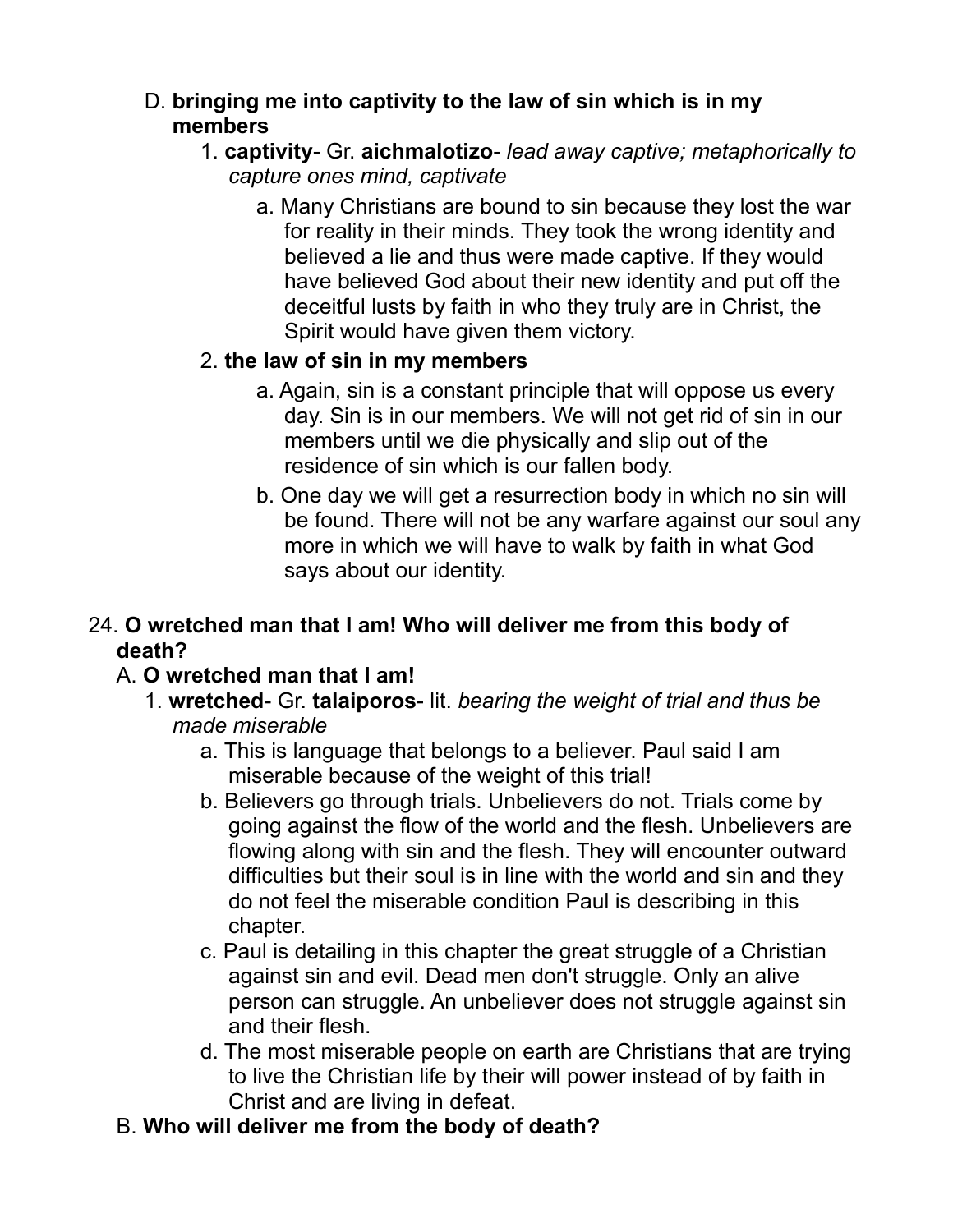D. **bringing me into captivity to the law of sin which is in my members**

1. **captivity**- Gr. **aichmalotizo**- *lead away captive; metaphorically to capture ones mind, captivate*
    a. Many Christians are bound to sin because they lost the war for reality in their minds. They took the wrong identity and believed a lie and thus were made captive. If they would have believed God about their new identity and put off the deceitful lusts by faith in who they truly are in Christ, the Spirit would have given them victory.
2. **the law of sin in my members**
    a. Again, sin is a constant principle that will oppose us every day. Sin is in our members. We will not get rid of sin in our members until we die physically and slip out of the residence of sin which is our fallen body.
    b. One day we will get a resurrection body in which no sin will be found. There will not be any warfare against our soul any more in which we will have to walk by faith in what God says about our identity.

24. **O wretched man that I am! Who will deliver me from this body of death?**

A. **O wretched man that I am!**

1. **wretched**- Gr. **talaiporos**- lit. *bearing the weight of trial and thus be made miserable*
    a. This is language that belongs to a believer. Paul said I am miserable because of the weight of this trial!
    b. Believers go through trials. Unbelievers do not. Trials come by going against the flow of the world and the flesh. Unbelievers are flowing along with sin and the flesh. They will encounter outward difficulties but their soul is in line with the world and sin and they do not feel the miserable condition Paul is describing in this chapter.
    c. Paul is detailing in this chapter the great struggle of a Christian against sin and evil. Dead men don't struggle. Only an alive person can struggle. An unbeliever does not struggle against sin and their flesh.
    d. The most miserable people on earth are Christians that are trying to live the Christian life by their will power instead of by faith in Christ and are living in defeat.

B. **Who will deliver me from the body of death?**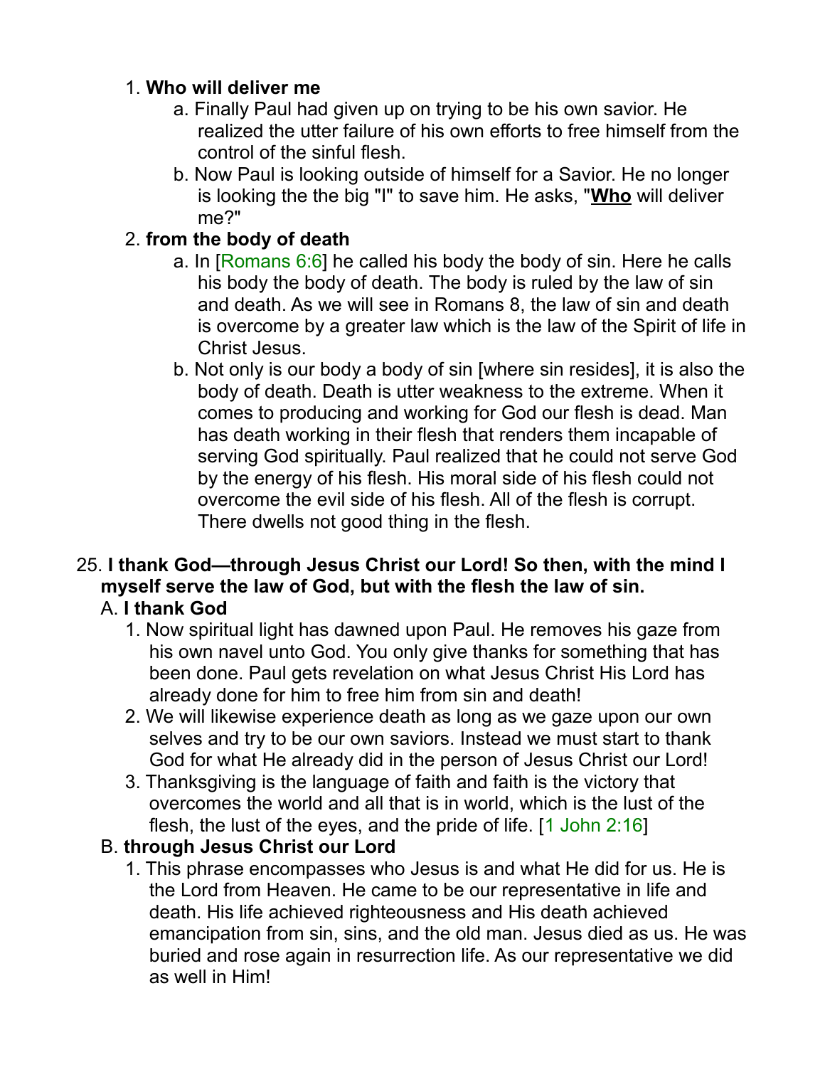1. **Who will deliver me**
    a. Finally Paul had given up on trying to be his own savior. He realized the utter failure of his own efforts to free himself from the control of the sinful flesh.
    b. Now Paul is looking outside of himself for a Savior. He no longer is looking the the big "I" to save him. He asks, "**Who** will deliver me?"
2. **from the body of death**
    a. In [Romans 6:6] he called his body the body of sin. Here he calls his body the body of death. The body is ruled by the law of sin and death. As we will see in Romans 8, the law of sin and death is overcome by a greater law which is the law of the Spirit of life in Christ Jesus.
    b. Not only is our body a body of sin [where sin resides], it is also the body of death. Death is utter weakness to the extreme. When it comes to producing and working for God our flesh is dead. Man has death working in their flesh that renders them incapable of serving God spiritually. Paul realized that he could not serve God by the energy of his flesh. His moral side of his flesh could not overcome the evil side of his flesh. All of the flesh is corrupt. There dwells not good thing in the flesh.

25. **I thank God—through Jesus Christ our Lord! So then, with the mind I myself serve the law of God, but with the flesh the law of sin.**

A. **I thank God**

1. Now spiritual light has dawned upon Paul. He removes his gaze from his own navel unto God. You only give thanks for something that has been done. Paul gets revelation on what Jesus Christ His Lord has already done for him to free him from sin and death!
2. We will likewise experience death as long as we gaze upon our own selves and try to be our own saviors. Instead we must start to thank God for what He already did in the person of Jesus Christ our Lord!
3. Thanksgiving is the language of faith and faith is the victory that overcomes the world and all that is in world, which is the lust of the flesh, the lust of the eyes, and the pride of life. [1 John 2:16]

B. **through Jesus Christ our Lord**

1. This phrase encompasses who Jesus is and what He did for us. He is the Lord from Heaven. He came to be our representative in life and death. His life achieved righteousness and His death achieved emancipation from sin, sins, and the old man. Jesus died as us. He was buried and rose again in resurrection life. As our representative we did as well in Him!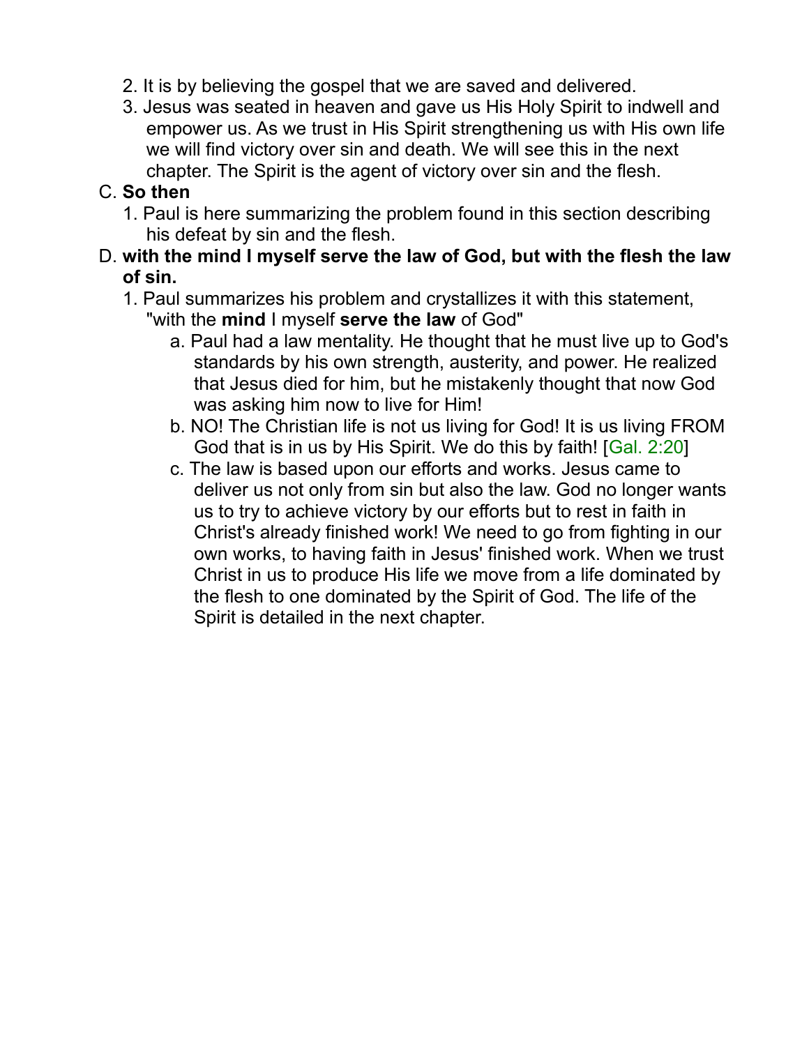2. It is by believing the gospel that we are saved and delivered.
3. Jesus was seated in heaven and gave us His Holy Spirit to indwell and empower us. As we trust in His Spirit strengthening us with His own life we will find victory over sin and death. We will see this in the next chapter. The Spirit is the agent of victory over sin and the flesh.

C. **So then**

1. Paul is here summarizing the problem found in this section describing his defeat by sin and the flesh.

D. **with the mind I myself serve the law of God, but with the flesh the law of sin.**

1. Paul summarizes his problem and crystallizes it with this statement, "with the **mind** I myself **serve the law** of God"
   a. Paul had a law mentality. He thought that he must live up to God's standards by his own strength, austerity, and power. He realized that Jesus died for him, but he mistakenly thought that now God was asking him now to live for Him!
   b. NO! The Christian life is not us living for God! It is us living FROM God that is in us by His Spirit. We do this by faith! [Gal. 2:20]
   c. The law is based upon our efforts and works. Jesus came to deliver us not only from sin but also the law. God no longer wants us to try to achieve victory by our efforts but to rest in faith in Christ's already finished work! We need to go from fighting in our own works, to having faith in Jesus' finished work. When we trust Christ in us to produce His life we move from a life dominated by the flesh to one dominated by the Spirit of God. The life of the Spirit is detailed in the next chapter.